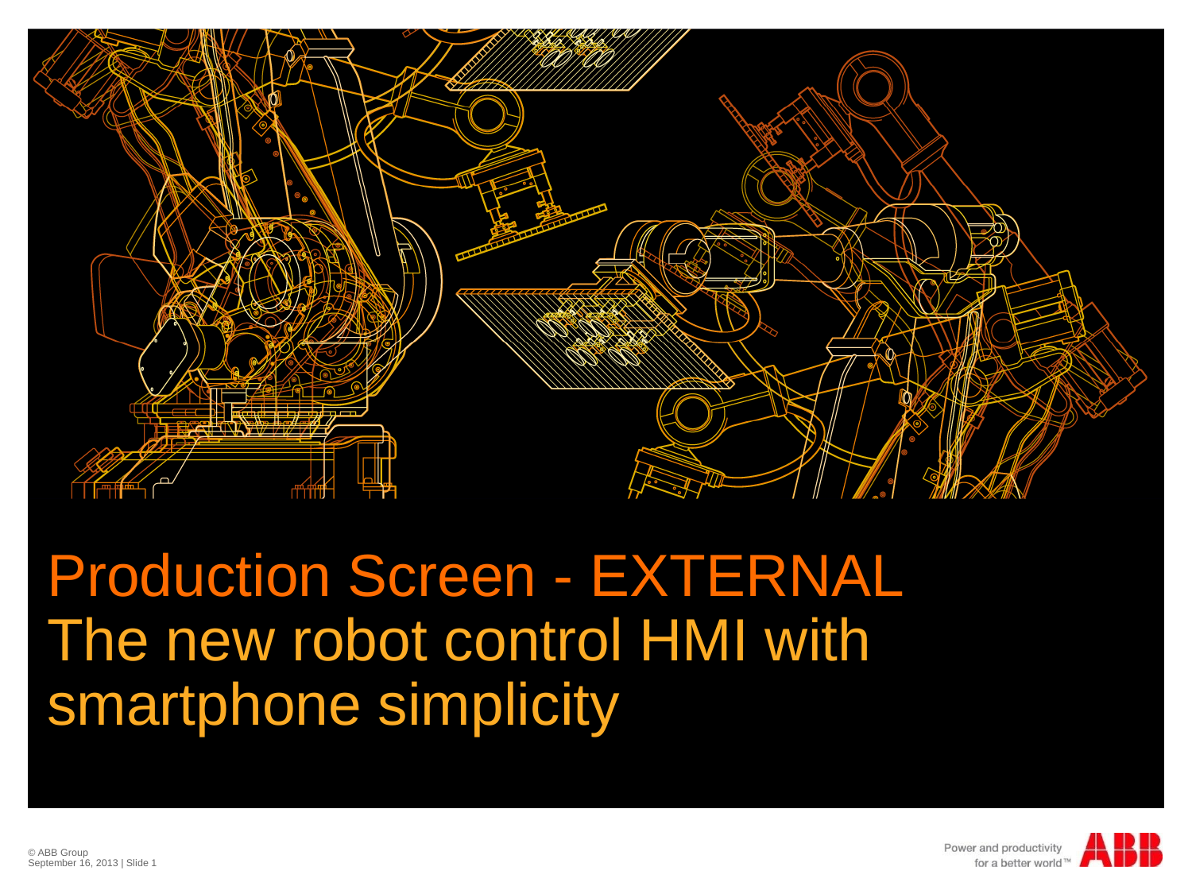# Production Screen - EXTERNAL

## The new robot control HMI with smartphone simplicity

© ABB Group
September 16, 2013 | Slide 1

Power and productivity for a better world™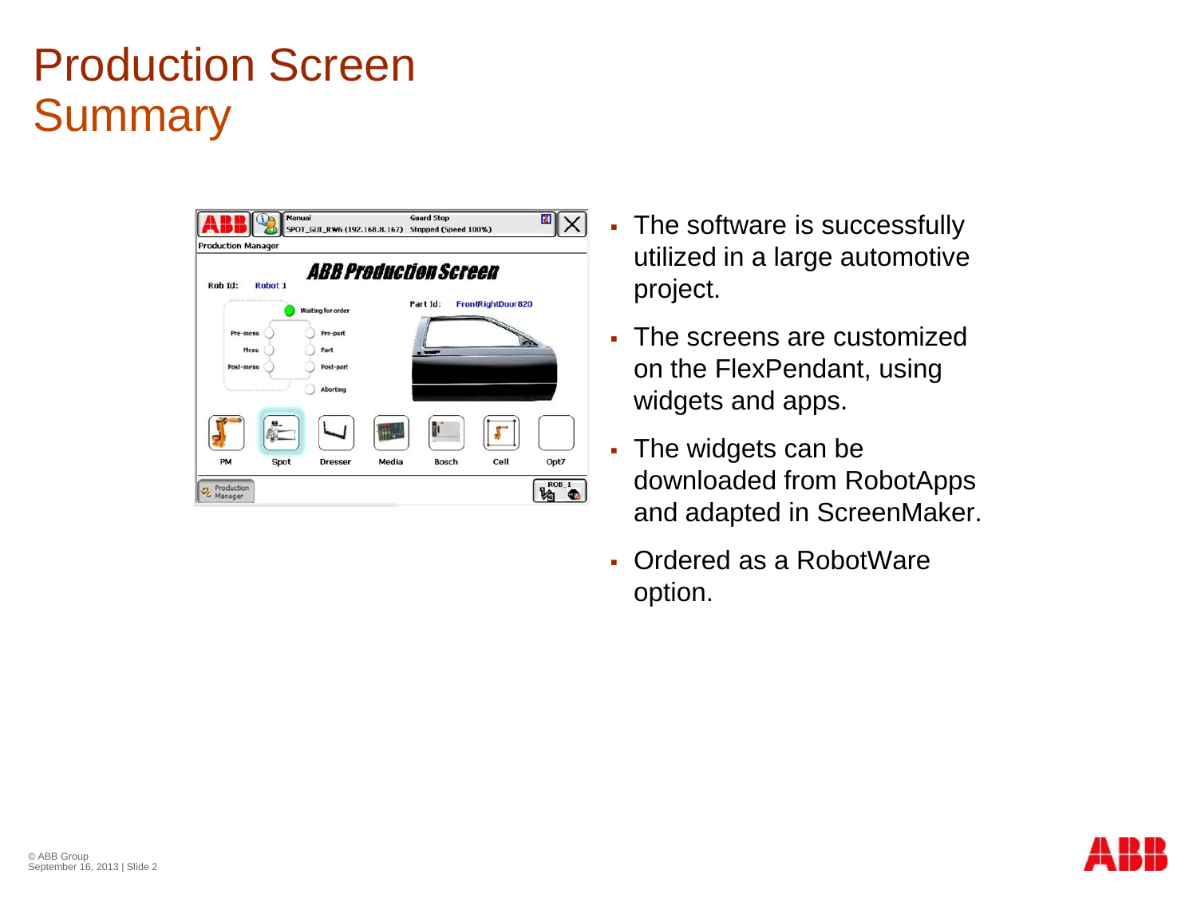# Production Screen Summary

- The software is successfully utilized in a large automotive project.
- The screens are customized on the FlexPendant, using widgets and apps.
- The widgets can be downloaded from RobotApps and adapted in ScreenMaker.
- Ordered as a RobotWare option.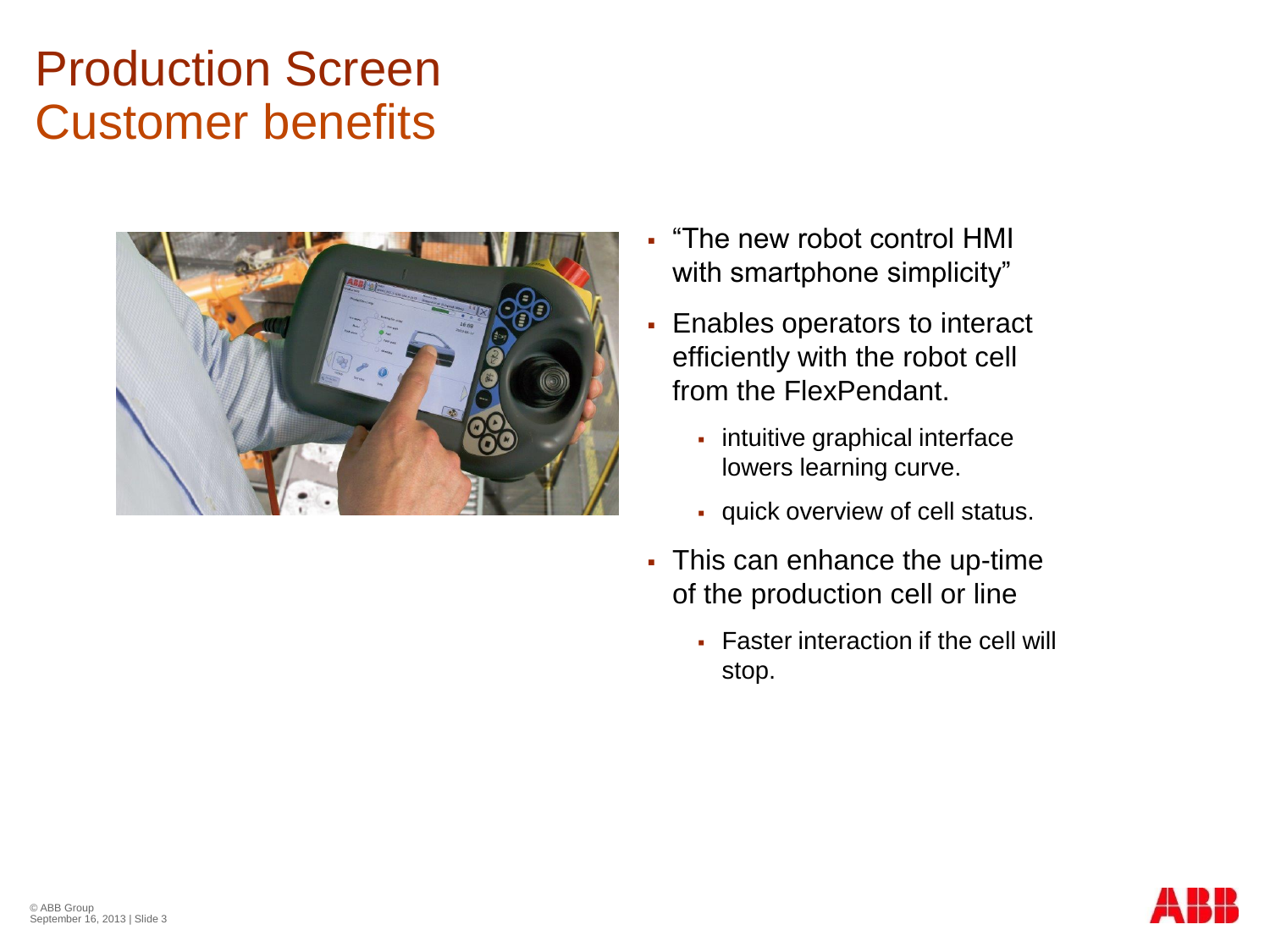# Production Screen
## Customer benefits

- "The new robot control HMI with smartphone simplicity"
- Enables operators to interact efficiently with the robot cell from the FlexPendant.
  - intuitive graphical interface lowers learning curve.
  - quick overview of cell status.
- This can enhance the up-time of the production cell or line
  - Faster interaction if the cell will stop.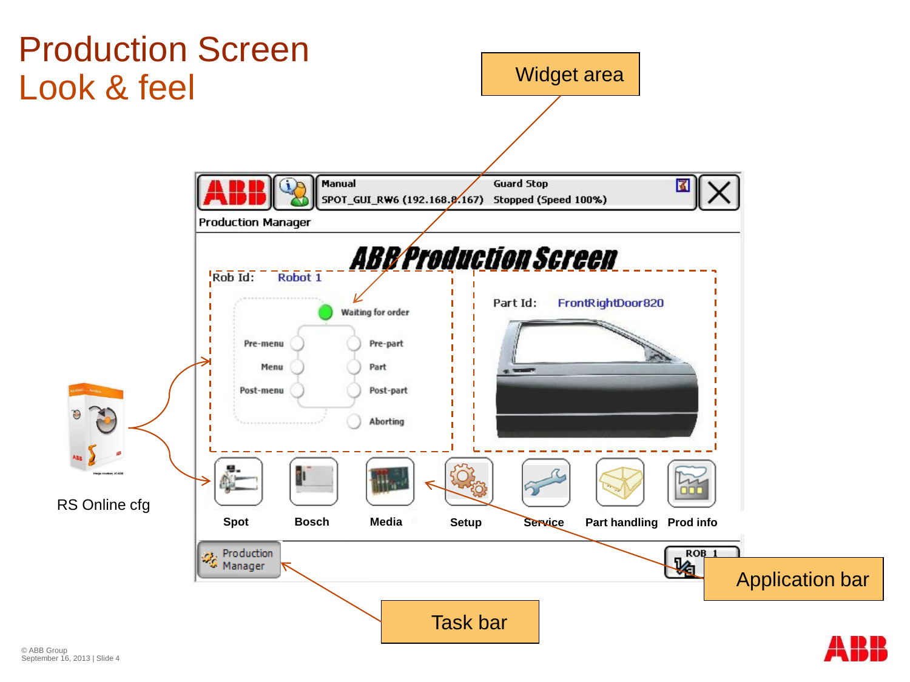# Production Screen
# Look & feel

Widget area

Manual
SPOT_GUI_RW6 (192.168.8.167)

Guard Stop
Stopped (Speed 100%)

Production Manager

ABB Production Screen

Rob Id: Robot 1

Waiting for order

Pre-menu
Menu
Post-menu

Pre-part
Part
Post-part
Aborting

Part Id: FrontRightDoor820

Spot
Bosch
Media
Setup
Service
Part handling
Prod info

Production Manager

ROB_1

RS Online cfg

Application bar

Task bar

© ABB Group
September 16, 2013 | Slide 4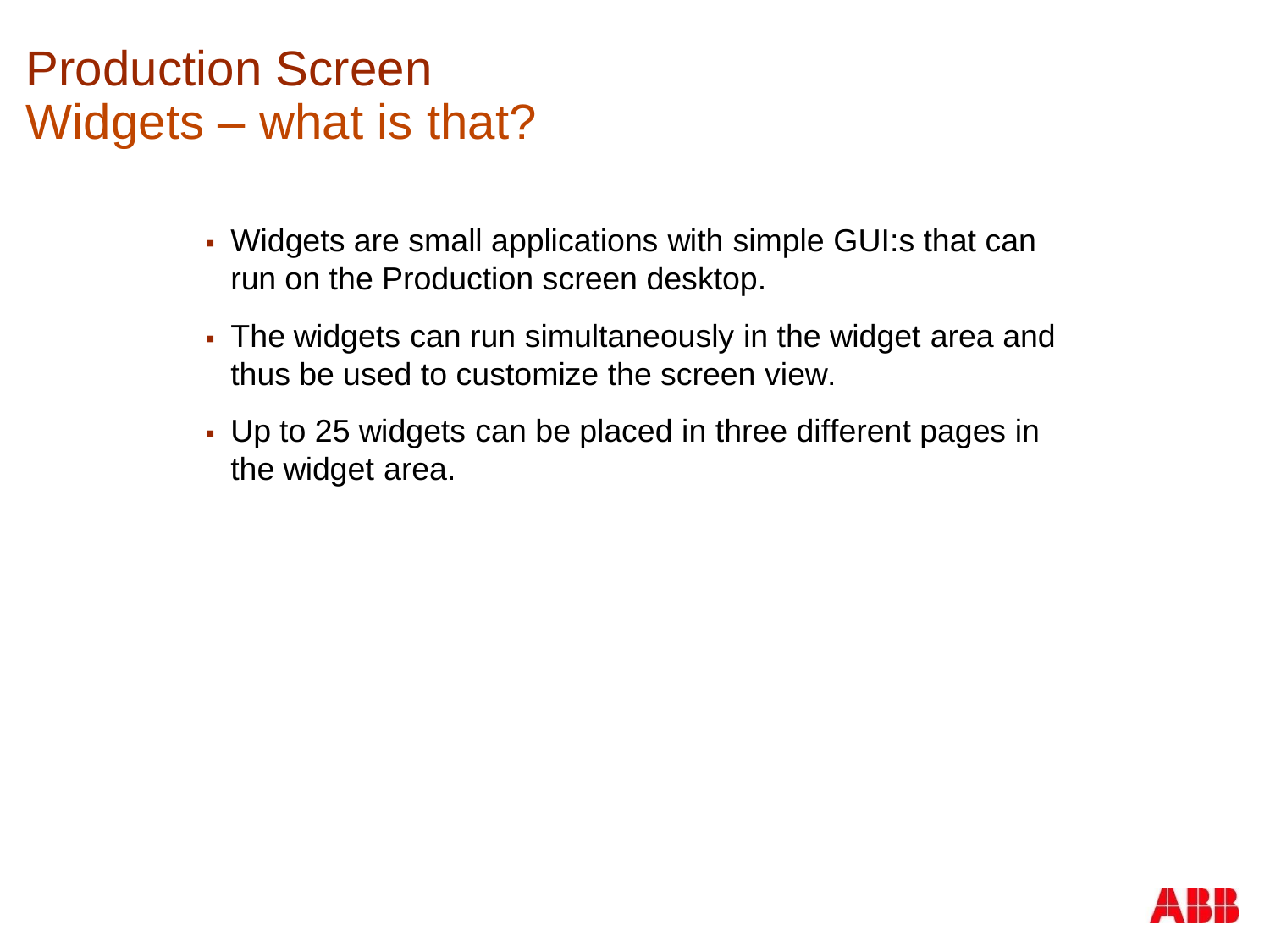# Production Screen
## Widgets – what is that?

- Widgets are small applications with simple GUI:s that can run on the Production screen desktop.
- The widgets can run simultaneously in the widget area and thus be used to customize the screen view.
- Up to 25 widgets can be placed in three different pages in the widget area.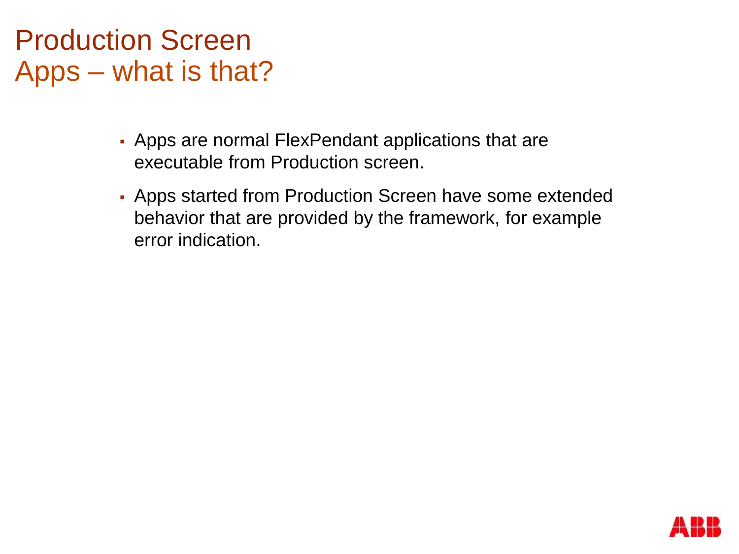# Production Screen
## Apps – what is that?

- Apps are normal FlexPendant applications that are executable from Production screen.
- Apps started from Production Screen have some extended behavior that are provided by the framework, for example error indication.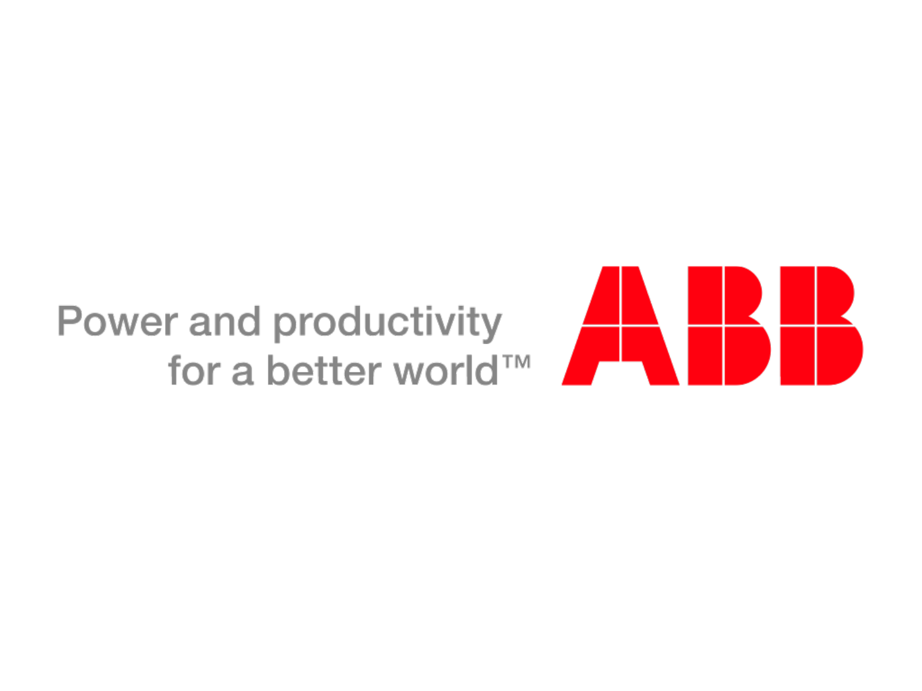Power and productivity
for a better world™

ABB